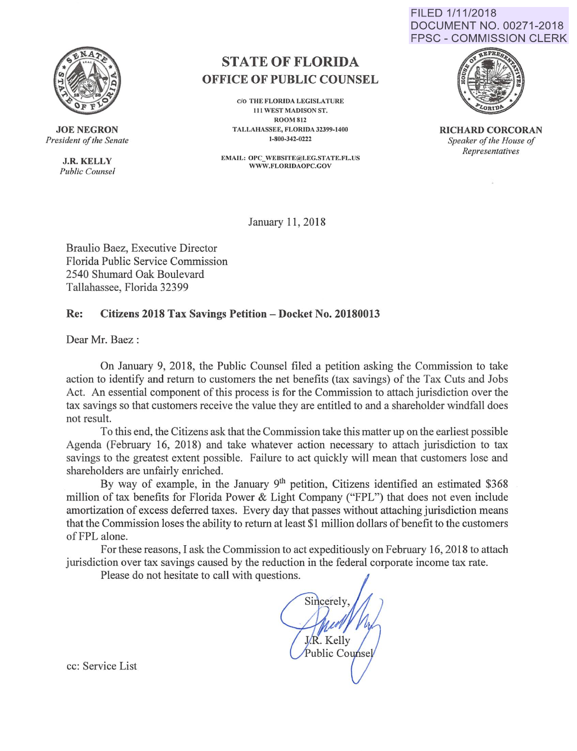FILED 1/11/2018
DOCUMENT NO. 00271-2018
FPSC - COMMISSION CLERK

# STATE OF FLORIDA
## OFFICE OF PUBLIC COUNSEL

C/O THE FLORIDA LEGISLATURE
111 WEST MADISON ST.
ROOM 812
TALLAHASSEE, FLORIDA 32399-1400
1-800-342-0222

EMAIL: OPC_WEBSITE@LEG.STATE.FL.US
WWW.FLORIDAOPC.GOV

**JOE NEGRON**
*President of the Senate*

**J.R. KELLY**
*Public Counsel*

**RICHARD CORCORAN**
*Speaker of the House of Representatives*

January 11, 2018

Braulio Baez, Executive Director
Florida Public Service Commission
2540 Shumard Oak Boulevard
Tallahassee, Florida 32399

**Re: Citizens 2018 Tax Savings Petition – Docket No. 20180013**

Dear Mr. Baez :

On January 9, 2018, the Public Counsel filed a petition asking the Commission to take action to identify and return to customers the net benefits (tax savings) of the Tax Cuts and Jobs Act. An essential component of this process is for the Commission to attach jurisdiction over the tax savings so that customers receive the value they are entitled to and a shareholder windfall does not result.

To this end, the Citizens ask that the Commission take this matter up on the earliest possible Agenda (February 16, 2018) and take whatever action necessary to attach jurisdiction to tax savings to the greatest extent possible. Failure to act quickly will mean that customers lose and shareholders are unfairly enriched.

By way of example, in the January 9th petition, Citizens identified an estimated $368 million of tax benefits for Florida Power & Light Company ("FPL") that does not even include amortization of excess deferred taxes. Every day that passes without attaching jurisdiction means that the Commission loses the ability to return at least $1 million dollars of benefit to the customers of FPL alone.

For these reasons, I ask the Commission to act expeditiously on February 16, 2018 to attach jurisdiction over tax savings caused by the reduction in the federal corporate income tax rate.

Please do not hesitate to call with questions.

Sincerely,

J.R. Kelly
Public Counsel

cc: Service List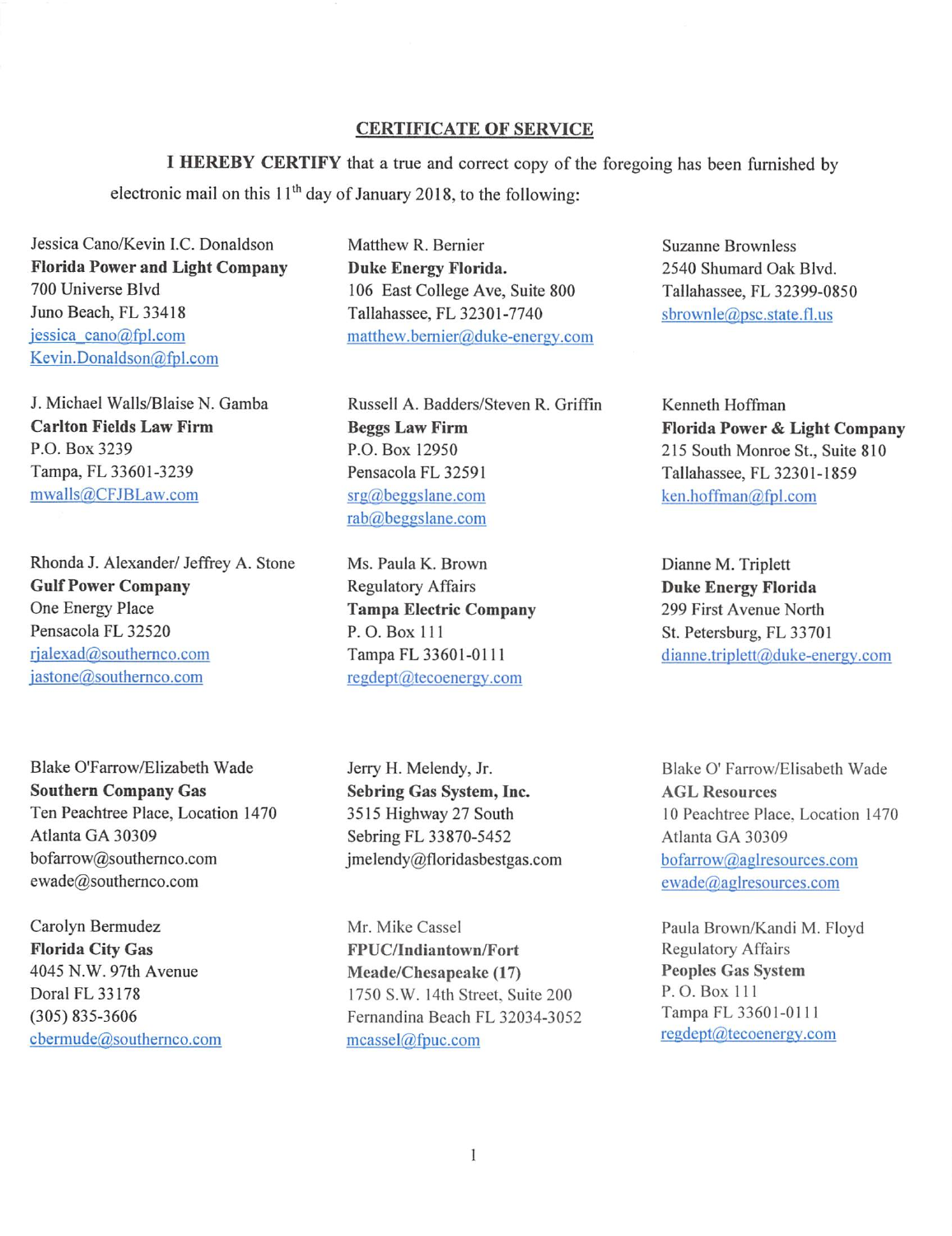## CERTIFICATE OF SERVICE

**I HEREBY CERTIFY** that a true and correct copy of the foregoing has been furnished by electronic mail on this 11th day of January 2018, to the following:

Jessica Cano/Kevin I.C. Donaldson
**Florida Power and Light Company**
700 Universe Blvd
Juno Beach, FL 33418
jessica_cano@fpl.com
Kevin.Donaldson@fpl.com

Matthew R. Bernier
**Duke Energy Florida.**
106 East College Ave, Suite 800
Tallahassee, FL 32301-7740
matthew.bernier@duke-energy.com

Suzanne Brownless
2540 Shumard Oak Blvd.
Tallahassee, FL 32399-0850
sbrownle@psc.state.fl.us

J. Michael Walls/Blaise N. Gamba
**Carlton Fields Law Firm**
P.O. Box 3239
Tampa, FL 33601-3239
mwalls@CFJBLaw.com

Russell A. Badders/Steven R. Griffin
**Beggs Law Firm**
P.O. Box 12950
Pensacola FL 32591
srg@beggslane.com
rab@beggslane.com

Kenneth Hoffman
**Florida Power & Light Company**
215 South Monroe St., Suite 810
Tallahassee, FL 32301-1859
ken.hoffman@fpl.com

Rhonda J. Alexander/ Jeffrey A. Stone
**Gulf Power Company**
One Energy Place
Pensacola FL 32520
rjalexad@southernco.com
jastone@southernco.com

Ms. Paula K. Brown
Regulatory Affairs
**Tampa Electric Company**
P. O. Box 111
Tampa FL 33601-0111
regdept@tecoenergy.com

Dianne M. Triplett
**Duke Energy Florida**
299 First Avenue North
St. Petersburg, FL 33701
dianne.triplett@duke-energy.com

Blake O'Farrow/Elizabeth Wade
**Southern Company Gas**
Ten Peachtree Place, Location 1470
Atlanta GA 30309
bofarrow@southernco.com
ewade@southernco.com

Jerry H. Melendy, Jr.
**Sebring Gas System, Inc.**
3515 Highway 27 South
Sebring FL 33870-5452
jmelendy@floridasbestgas.com

Blake O' Farrow/Elisabeth Wade
**AGL Resources**
10 Peachtree Place, Location 1470
Atlanta GA 30309
bofarrow@aglresources.com
ewade@aglresources.com

Carolyn Bermudez
**Florida City Gas**
4045 N.W. 97th Avenue
Doral FL 33178
(305) 835-3606
cbermude@southernco.com

Mr. Mike Cassel
**FPUC/Indiantown/Fort Meade/Chesapeake (17)**
1750 S.W. 14th Street, Suite 200
Fernandina Beach FL 32034-3052
mcassel@fpuc.com

Paula Brown/Kandi M. Floyd
Regulatory Affairs
**Peoples Gas System**
P. O. Box 111
Tampa FL 33601-0111
regdept@tecoenergy.com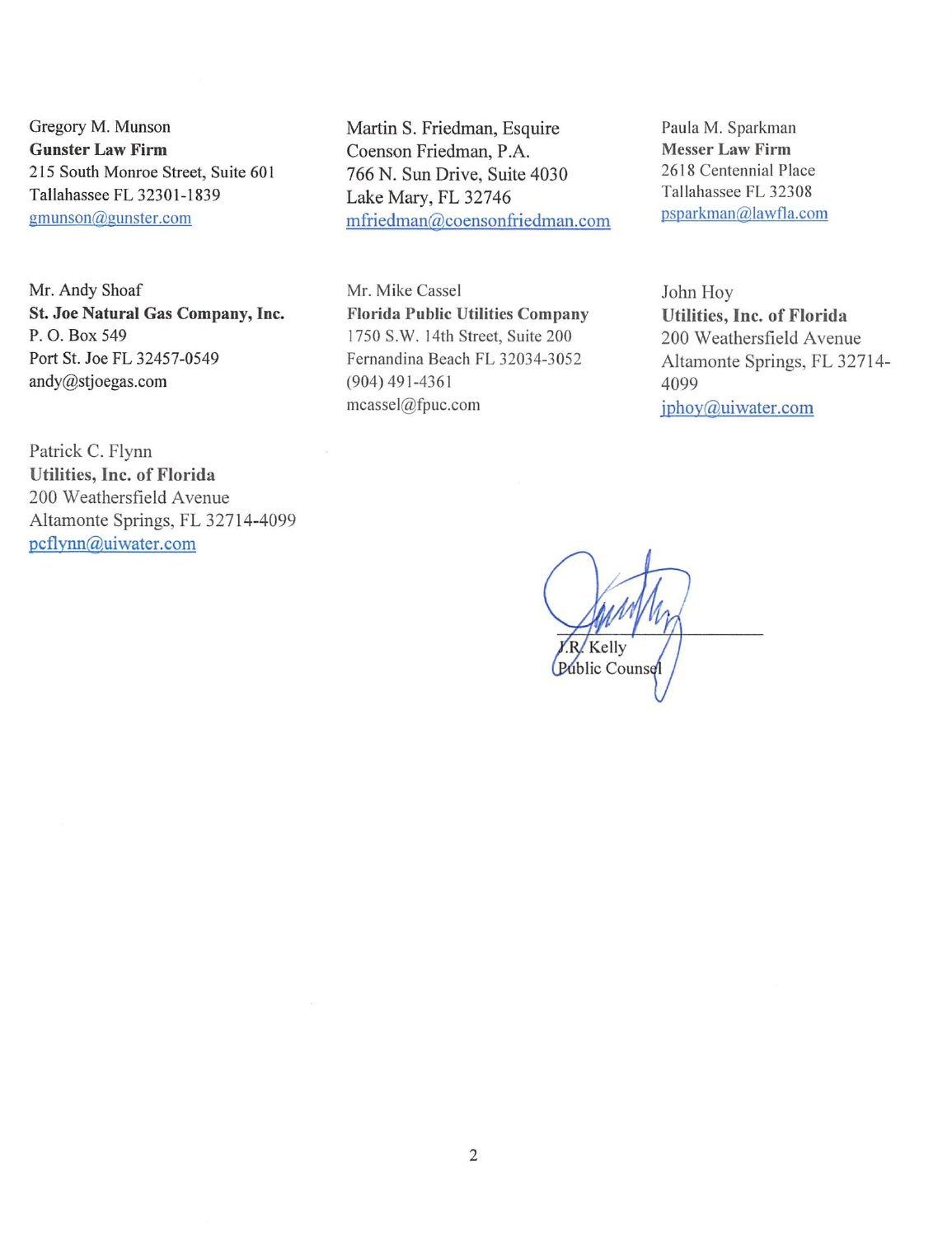Gregory M. Munson
**Gunster Law Firm**
215 South Monroe Street, Suite 601
Tallahassee FL 32301-1839
gmunson@gunster.com

Martin S. Friedman, Esquire
Coenson Friedman, P.A.
766 N. Sun Drive, Suite 4030
Lake Mary, FL 32746
mfriedman@coensonfriedman.com

Paula M. Sparkman
**Messer Law Firm**
2618 Centennial Place
Tallahassee FL 32308
psparkman@lawfla.com

Mr. Andy Shoaf
**St. Joe Natural Gas Company, Inc.**
P. O. Box 549
Port St. Joe FL 32457-0549
andy@stjoegas.com

Mr. Mike Cassel
**Florida Public Utilities Company**
1750 S.W. 14th Street, Suite 200
Fernandina Beach FL 32034-3052
(904) 491-4361
mcassel@fpuc.com

John Hoy
**Utilities, Inc. of Florida**
200 Weathersfield Avenue
Altamonte Springs, FL 32714-4099
jphoy@uiwater.com

Patrick C. Flynn
**Utilities, Inc. of Florida**
200 Weathersfield Avenue
Altamonte Springs, FL 32714-4099
pcflynn@uiwater.com

J.R. Kelly
Public Counsel